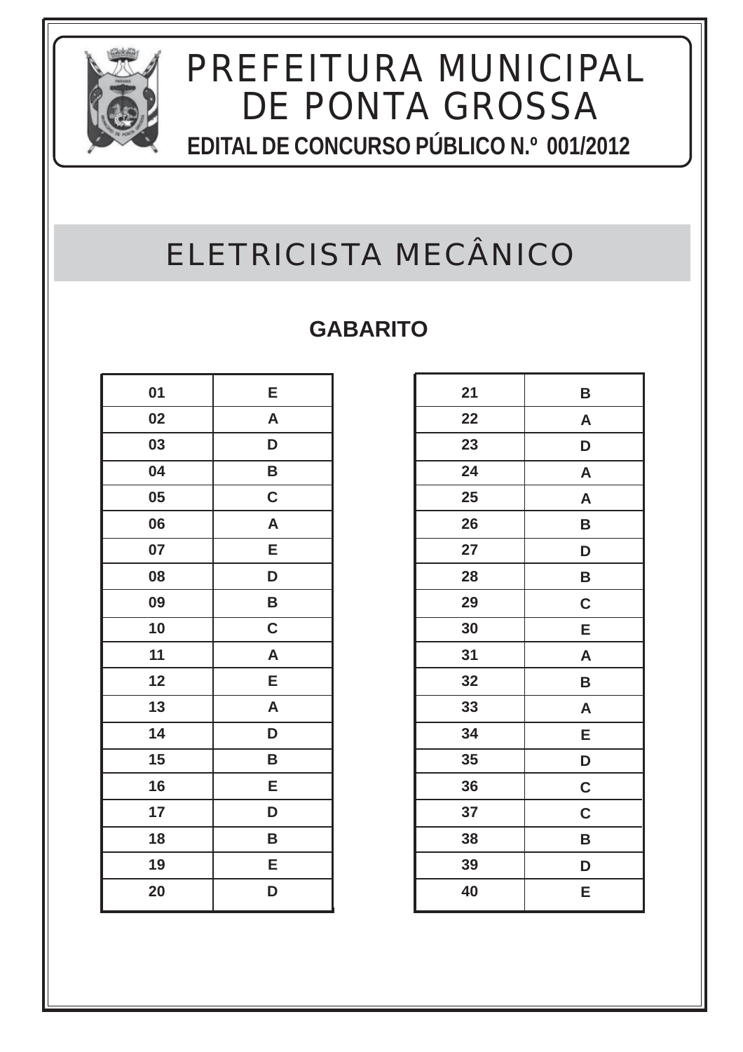# PREFEITURA MUNICIPAL DE PONTA GROSSA

**EDITAL DE CONCURSO PÚBLICO N.º 001/2012**

## ELETRICISTA MECÂNICO

### GABARITO

| | |
|---|---|
| 01 | E |
| 02 | A |
| 03 | D |
| 04 | B |
| 05 | C |
| 06 | A |
| 07 | E |
| 08 | D |
| 09 | B |
| 10 | C |
| 11 | A |
| 12 | E |
| 13 | A |
| 14 | D |
| 15 | B |
| 16 | E |
| 17 | D |
| 18 | B |
| 19 | E |
| 20 | D |

| | |
|---|---|
| 21 | B |
| 22 | A |
| 23 | D |
| 24 | A |
| 25 | A |
| 26 | B |
| 27 | D |
| 28 | B |
| 29 | C |
| 30 | E |
| 31 | A |
| 32 | B |
| 33 | A |
| 34 | E |
| 35 | D |
| 36 | C |
| 37 | C |
| 38 | B |
| 39 | D |
| 40 | E |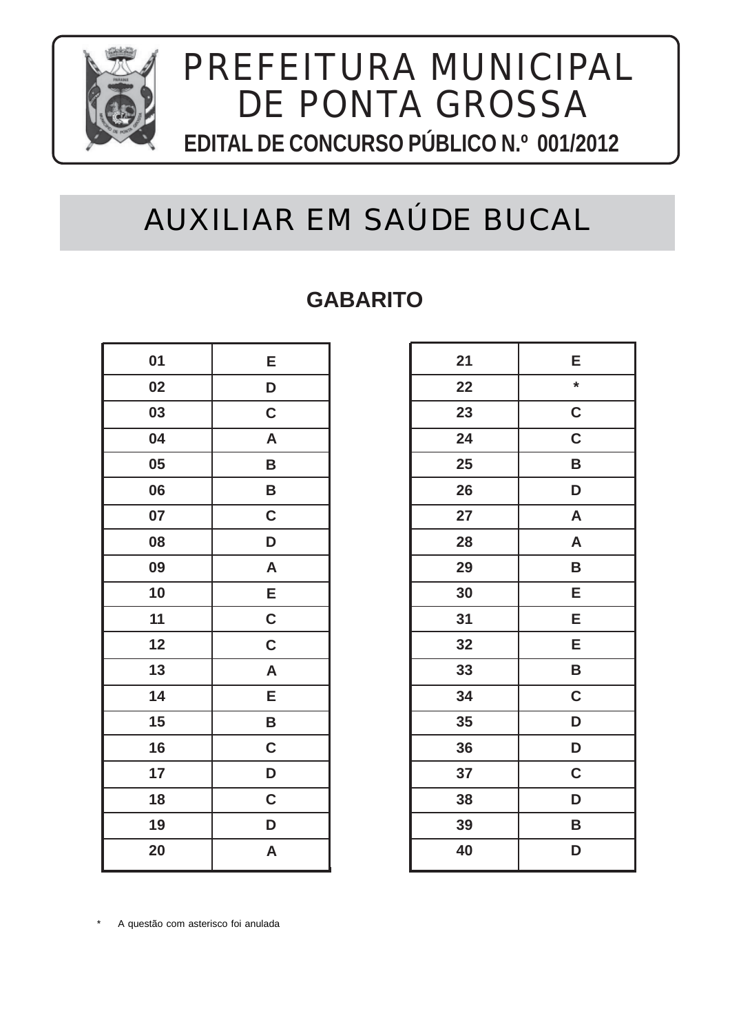# PREFEITURA MUNICIPAL DE PONTA GROSSA

**EDITAL DE CONCURSO PÚBLICO N.º 001/2012**

## AUXILIAR EM SAÚDE BUCAL

### GABARITO

| | |
|---|---|
| 01 | E |
| 02 | D |
| 03 | C |
| 04 | A |
| 05 | B |
| 06 | B |
| 07 | C |
| 08 | D |
| 09 | A |
| 10 | E |
| 11 | C |
| 12 | C |
| 13 | A |
| 14 | E |
| 15 | B |
| 16 | C |
| 17 | D |
| 18 | C |
| 19 | D |
| 20 | A |

| | |
|---|---|
| 21 | E |
| 22 | * |
| 23 | C |
| 24 | C |
| 25 | B |
| 26 | D |
| 27 | A |
| 28 | A |
| 29 | B |
| 30 | E |
| 31 | E |
| 32 | E |
| 33 | B |
| 34 | C |
| 35 | D |
| 36 | D |
| 37 | C |
| 38 | D |
| 39 | B |
| 40 | D |

* A questão com asterisco foi anulada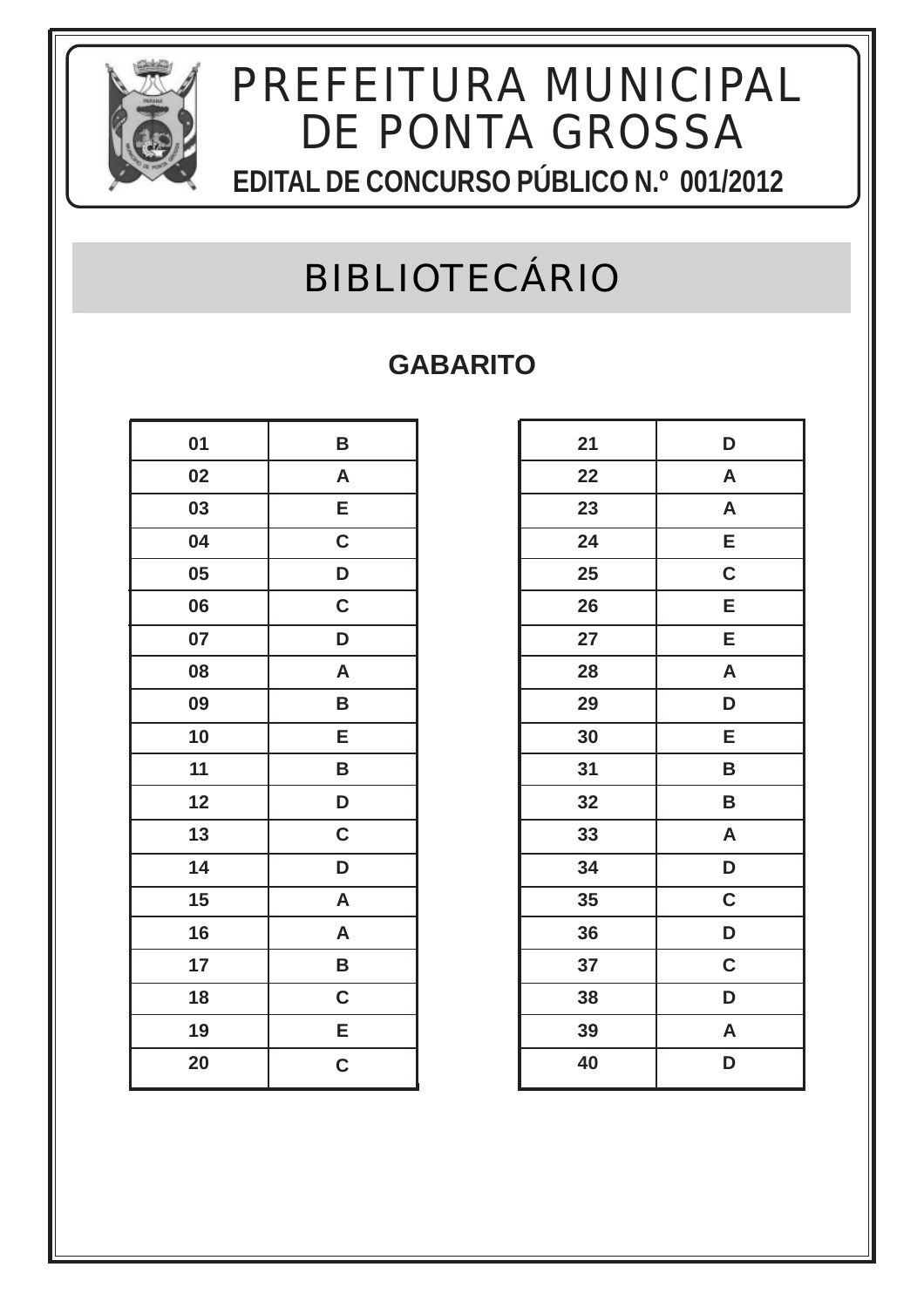# PREFEITURA MUNICIPAL DE PONTA GROSSA

**EDITAL DE CONCURSO PÚBLICO N.º 001/2012**

## BIBLIOTECÁRIO

**GABARITO**

| | |
|---|---|
| 01 | B |
| 02 | A |
| 03 | E |
| 04 | C |
| 05 | D |
| 06 | C |
| 07 | D |
| 08 | A |
| 09 | B |
| 10 | E |
| 11 | B |
| 12 | D |
| 13 | C |
| 14 | D |
| 15 | A |
| 16 | A |
| 17 | B |
| 18 | C |
| 19 | E |
| 20 | C |

| | |
|---|---|
| 21 | D |
| 22 | A |
| 23 | A |
| 24 | E |
| 25 | C |
| 26 | E |
| 27 | E |
| 28 | A |
| 29 | D |
| 30 | E |
| 31 | B |
| 32 | B |
| 33 | A |
| 34 | D |
| 35 | C |
| 36 | D |
| 37 | C |
| 38 | D |
| 39 | A |
| 40 | D |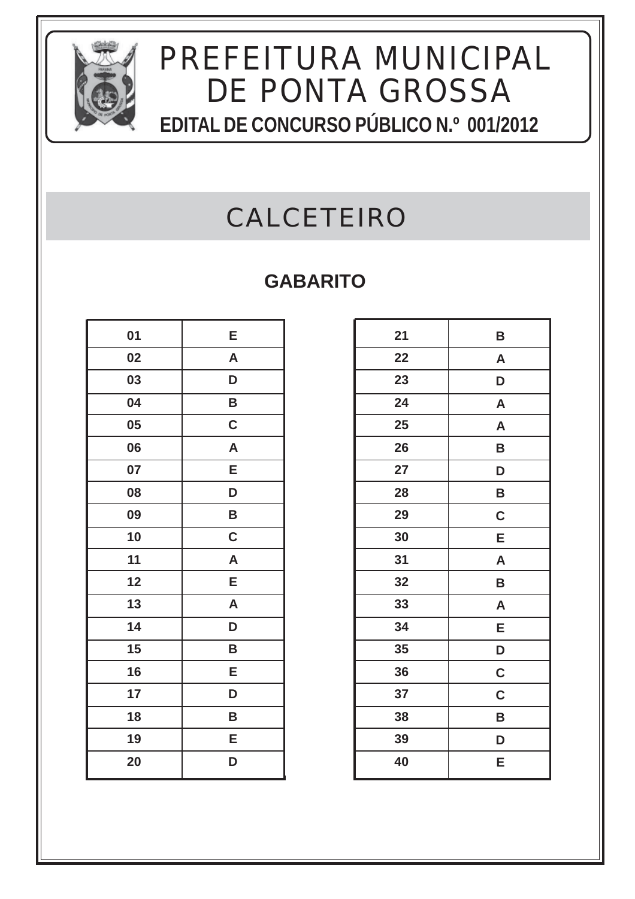# PREFEITURA MUNICIPAL DE PONTA GROSSA

**EDITAL DE CONCURSO PÚBLICO N.º 001/2012**

## CALCETEIRO

### GABARITO

| | |
|---|---|
| 01 | E |
| 02 | A |
| 03 | D |
| 04 | B |
| 05 | C |
| 06 | A |
| 07 | E |
| 08 | D |
| 09 | B |
| 10 | C |
| 11 | A |
| 12 | E |
| 13 | A |
| 14 | D |
| 15 | B |
| 16 | E |
| 17 | D |
| 18 | B |
| 19 | E |
| 20 | D |

| | |
|---|---|
| 21 | B |
| 22 | A |
| 23 | D |
| 24 | A |
| 25 | A |
| 26 | B |
| 27 | D |
| 28 | B |
| 29 | C |
| 30 | E |
| 31 | A |
| 32 | B |
| 33 | A |
| 34 | E |
| 35 | D |
| 36 | C |
| 37 | C |
| 38 | B |
| 39 | D |
| 40 | E |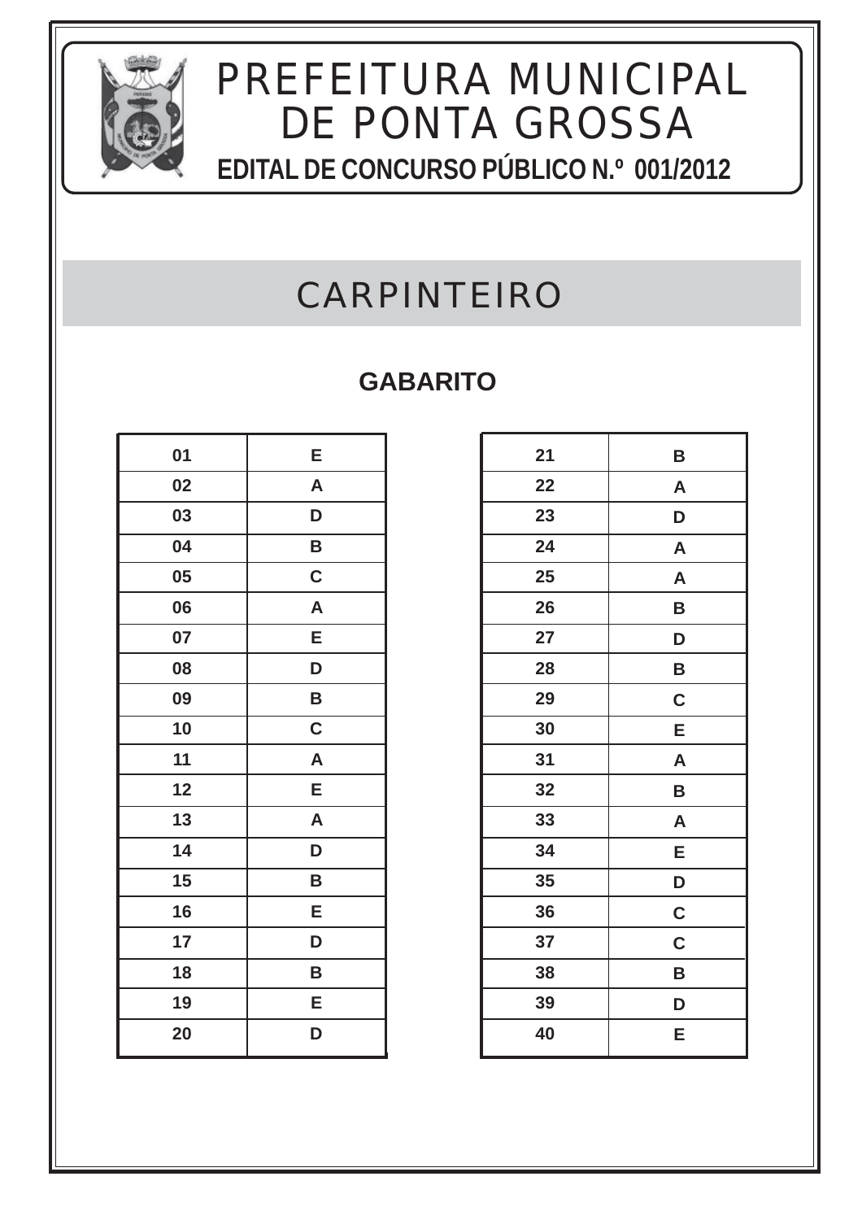# PREFEITURA MUNICIPAL DE PONTA GROSSA

**EDITAL DE CONCURSO PÚBLICO N.º 001/2012**

## CARPINTEIRO

### GABARITO

| | |
|---|---|
| 01 | E |
| 02 | A |
| 03 | D |
| 04 | B |
| 05 | C |
| 06 | A |
| 07 | E |
| 08 | D |
| 09 | B |
| 10 | C |
| 11 | A |
| 12 | E |
| 13 | A |
| 14 | D |
| 15 | B |
| 16 | E |
| 17 | D |
| 18 | B |
| 19 | E |
| 20 | D |

| | |
|---|---|
| 21 | B |
| 22 | A |
| 23 | D |
| 24 | A |
| 25 | A |
| 26 | B |
| 27 | D |
| 28 | B |
| 29 | C |
| 30 | E |
| 31 | A |
| 32 | B |
| 33 | A |
| 34 | E |
| 35 | D |
| 36 | C |
| 37 | C |
| 38 | B |
| 39 | D |
| 40 | E |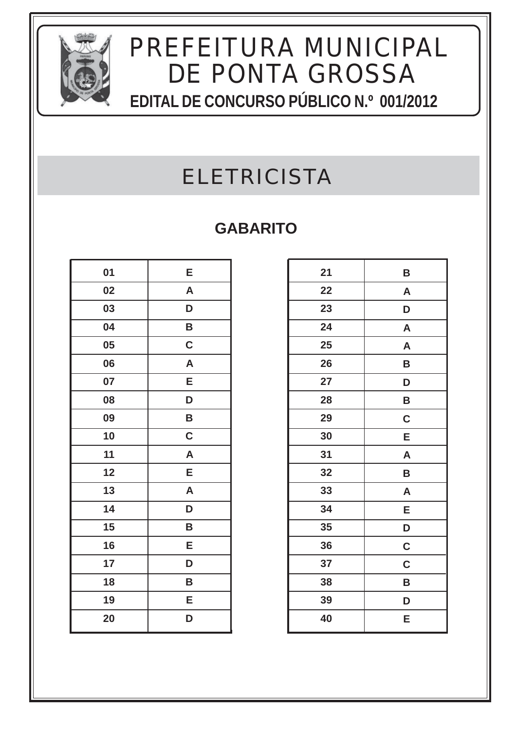# PREFEITURA MUNICIPAL DE PONTA GROSSA

**EDITAL DE CONCURSO PÚBLICO N.º 001/2012**

## ELETRICISTA

### GABARITO

| | |
|---|---|
| 01 | E |
| 02 | A |
| 03 | D |
| 04 | B |
| 05 | C |
| 06 | A |
| 07 | E |
| 08 | D |
| 09 | B |
| 10 | C |
| 11 | A |
| 12 | E |
| 13 | A |
| 14 | D |
| 15 | B |
| 16 | E |
| 17 | D |
| 18 | B |
| 19 | E |
| 20 | D |

| | |
|---|---|
| 21 | B |
| 22 | A |
| 23 | D |
| 24 | A |
| 25 | A |
| 26 | B |
| 27 | D |
| 28 | B |
| 29 | C |
| 30 | E |
| 31 | A |
| 32 | B |
| 33 | A |
| 34 | E |
| 35 | D |
| 36 | C |
| 37 | C |
| 38 | B |
| 39 | D |
| 40 | E |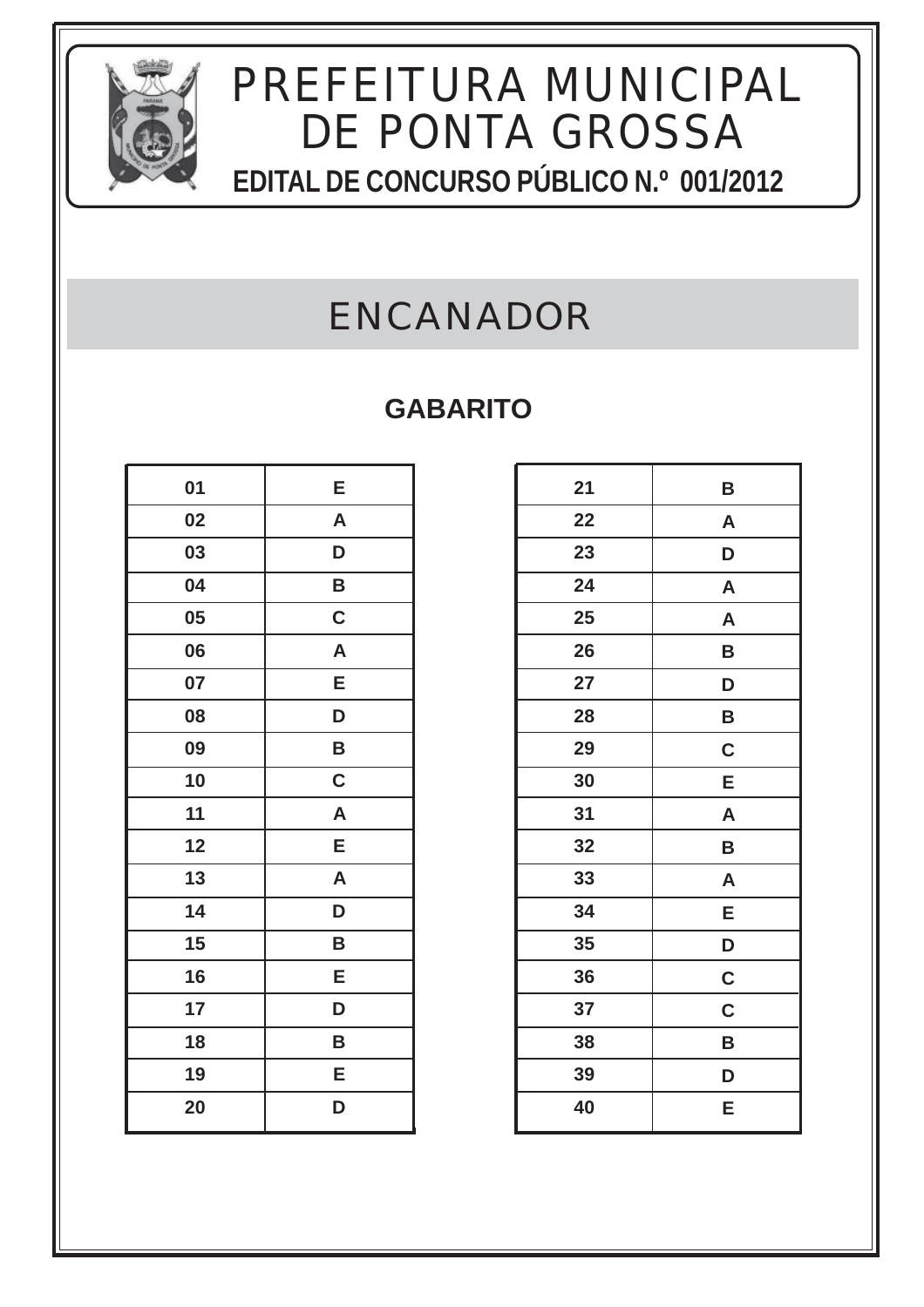# PREFEITURA MUNICIPAL DE PONTA GROSSA

**EDITAL DE CONCURSO PÚBLICO N.º 001/2012**

## ENCANADOR

### GABARITO

| | |
|---|---|
| 01 | E |
| 02 | A |
| 03 | D |
| 04 | B |
| 05 | C |
| 06 | A |
| 07 | E |
| 08 | D |
| 09 | B |
| 10 | C |
| 11 | A |
| 12 | E |
| 13 | A |
| 14 | D |
| 15 | B |
| 16 | E |
| 17 | D |
| 18 | B |
| 19 | E |
| 20 | D |

| | |
|---|---|
| 21 | B |
| 22 | A |
| 23 | D |
| 24 | A |
| 25 | A |
| 26 | B |
| 27 | D |
| 28 | B |
| 29 | C |
| 30 | E |
| 31 | A |
| 32 | B |
| 33 | A |
| 34 | E |
| 35 | D |
| 36 | C |
| 37 | C |
| 38 | B |
| 39 | D |
| 40 | E |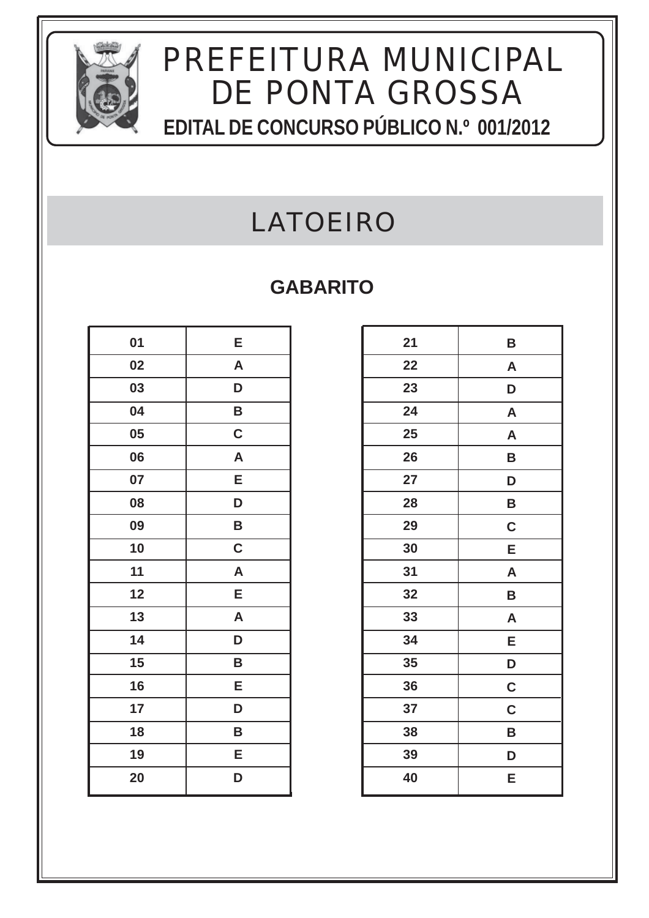# PREFEITURA MUNICIPAL DE PONTA GROSSA

**EDITAL DE CONCURSO PÚBLICO N.º 001/2012**

## LATOEIRO

### GABARITO

| 01 | E |
|---|---|
| 02 | A |
| 03 | D |
| 04 | B |
| 05 | C |
| 06 | A |
| 07 | E |
| 08 | D |
| 09 | B |
| 10 | C |
| 11 | A |
| 12 | E |
| 13 | A |
| 14 | D |
| 15 | B |
| 16 | E |
| 17 | D |
| 18 | B |
| 19 | E |
| 20 | D |

| 21 | B |
|---|---|
| 22 | A |
| 23 | D |
| 24 | A |
| 25 | A |
| 26 | B |
| 27 | D |
| 28 | B |
| 29 | C |
| 30 | E |
| 31 | A |
| 32 | B |
| 33 | A |
| 34 | E |
| 35 | D |
| 36 | C |
| 37 | C |
| 38 | B |
| 39 | D |
| 40 | E |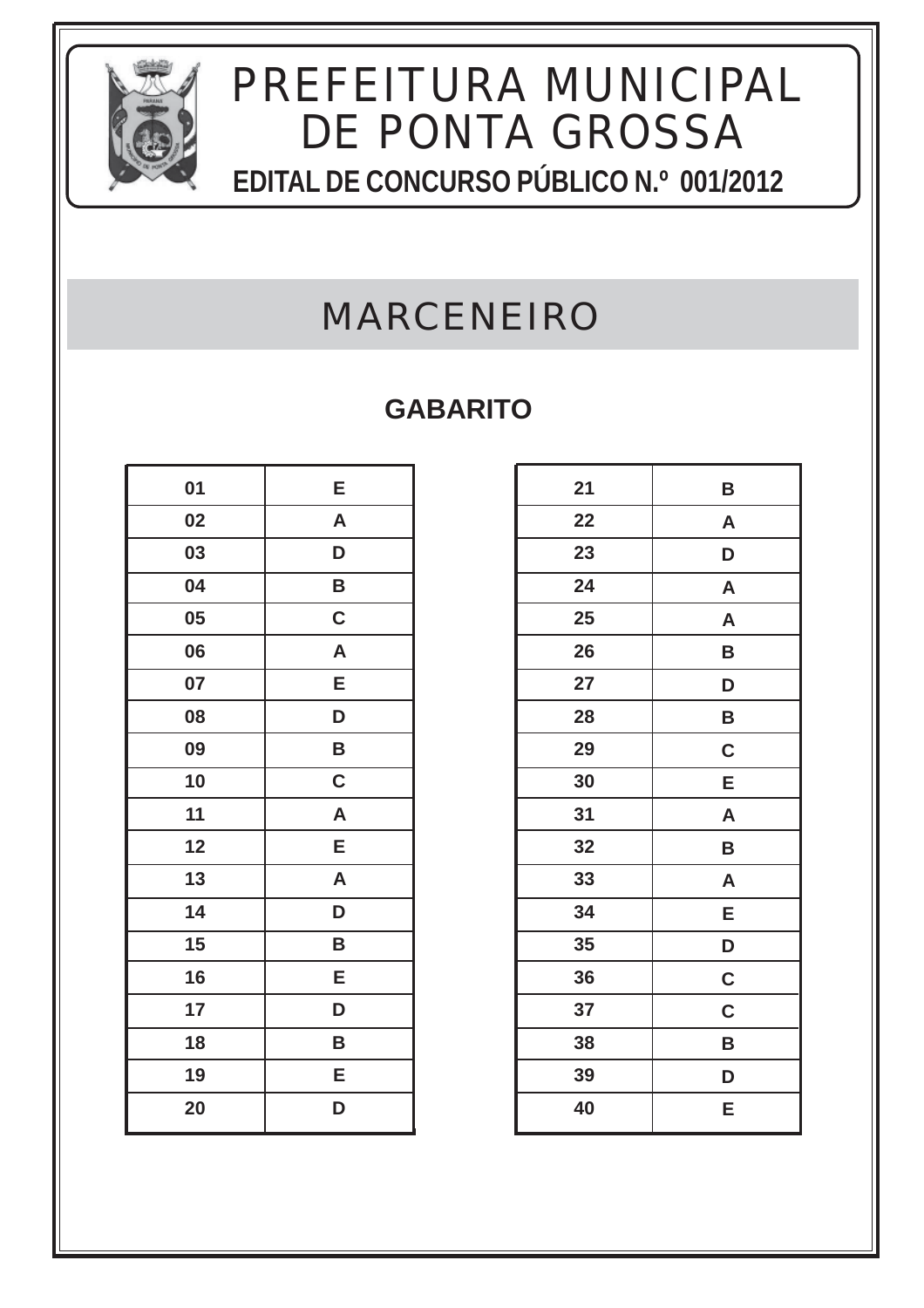# PREFEITURA MUNICIPAL DE PONTA GROSSA

**EDITAL DE CONCURSO PÚBLICO N.º 001/2012**

## MARCENEIRO

### GABARITO

| | |
|---|---|
| 01 | E |
| 02 | A |
| 03 | D |
| 04 | B |
| 05 | C |
| 06 | A |
| 07 | E |
| 08 | D |
| 09 | B |
| 10 | C |
| 11 | A |
| 12 | E |
| 13 | A |
| 14 | D |
| 15 | B |
| 16 | E |
| 17 | D |
| 18 | B |
| 19 | E |
| 20 | D |

| | |
|---|---|
| 21 | B |
| 22 | A |
| 23 | D |
| 24 | A |
| 25 | A |
| 26 | B |
| 27 | D |
| 28 | B |
| 29 | C |
| 30 | E |
| 31 | A |
| 32 | B |
| 33 | A |
| 34 | E |
| 35 | D |
| 36 | C |
| 37 | C |
| 38 | B |
| 39 | D |
| 40 | E |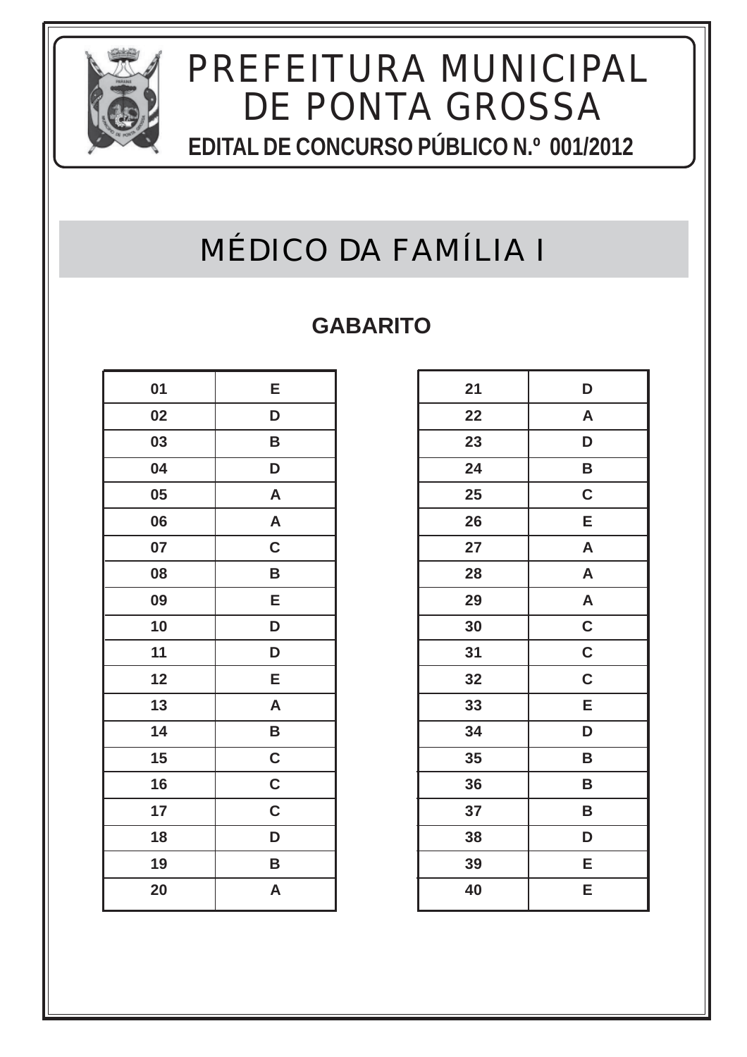# PREFEITURA MUNICIPAL DE PONTA GROSSA

**EDITAL DE CONCURSO PÚBLICO N.º 001/2012**

## MÉDICO DA FAMÍLIA I

### GABARITO

| | |
|---|---|
| 01 | E |
| 02 | D |
| 03 | B |
| 04 | D |
| 05 | A |
| 06 | A |
| 07 | C |
| 08 | B |
| 09 | E |
| 10 | D |
| 11 | D |
| 12 | E |
| 13 | A |
| 14 | B |
| 15 | C |
| 16 | C |
| 17 | C |
| 18 | D |
| 19 | B |
| 20 | A |

| | |
|---|---|
| 21 | D |
| 22 | A |
| 23 | D |
| 24 | B |
| 25 | C |
| 26 | E |
| 27 | A |
| 28 | A |
| 29 | A |
| 30 | C |
| 31 | C |
| 32 | C |
| 33 | E |
| 34 | D |
| 35 | B |
| 36 | B |
| 37 | B |
| 38 | D |
| 39 | E |
| 40 | E |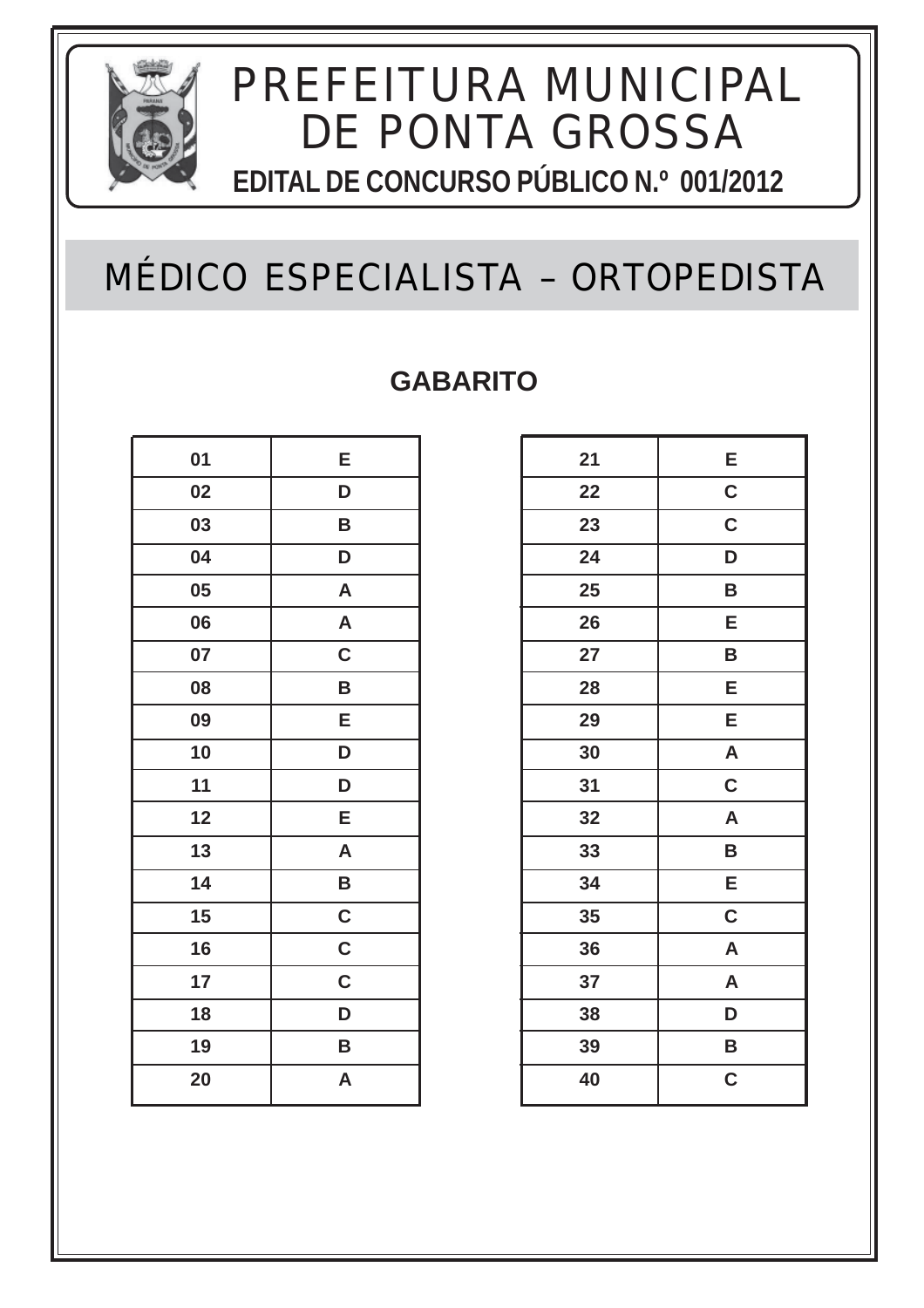# PREFEITURA MUNICIPAL DE PONTA GROSSA

**EDITAL DE CONCURSO PÚBLICO N.º 001/2012**

## MÉDICO ESPECIALISTA – ORTOPEDISTA

### GABARITO

| | |
|---|---|
| 01 | E |
| 02 | D |
| 03 | B |
| 04 | D |
| 05 | A |
| 06 | A |
| 07 | C |
| 08 | B |
| 09 | E |
| 10 | D |
| 11 | D |
| 12 | E |
| 13 | A |
| 14 | B |
| 15 | C |
| 16 | C |
| 17 | C |
| 18 | D |
| 19 | B |
| 20 | A |

| | |
|---|---|
| 21 | E |
| 22 | C |
| 23 | C |
| 24 | D |
| 25 | B |
| 26 | E |
| 27 | B |
| 28 | E |
| 29 | E |
| 30 | A |
| 31 | C |
| 32 | A |
| 33 | B |
| 34 | E |
| 35 | C |
| 36 | A |
| 37 | A |
| 38 | D |
| 39 | B |
| 40 | C |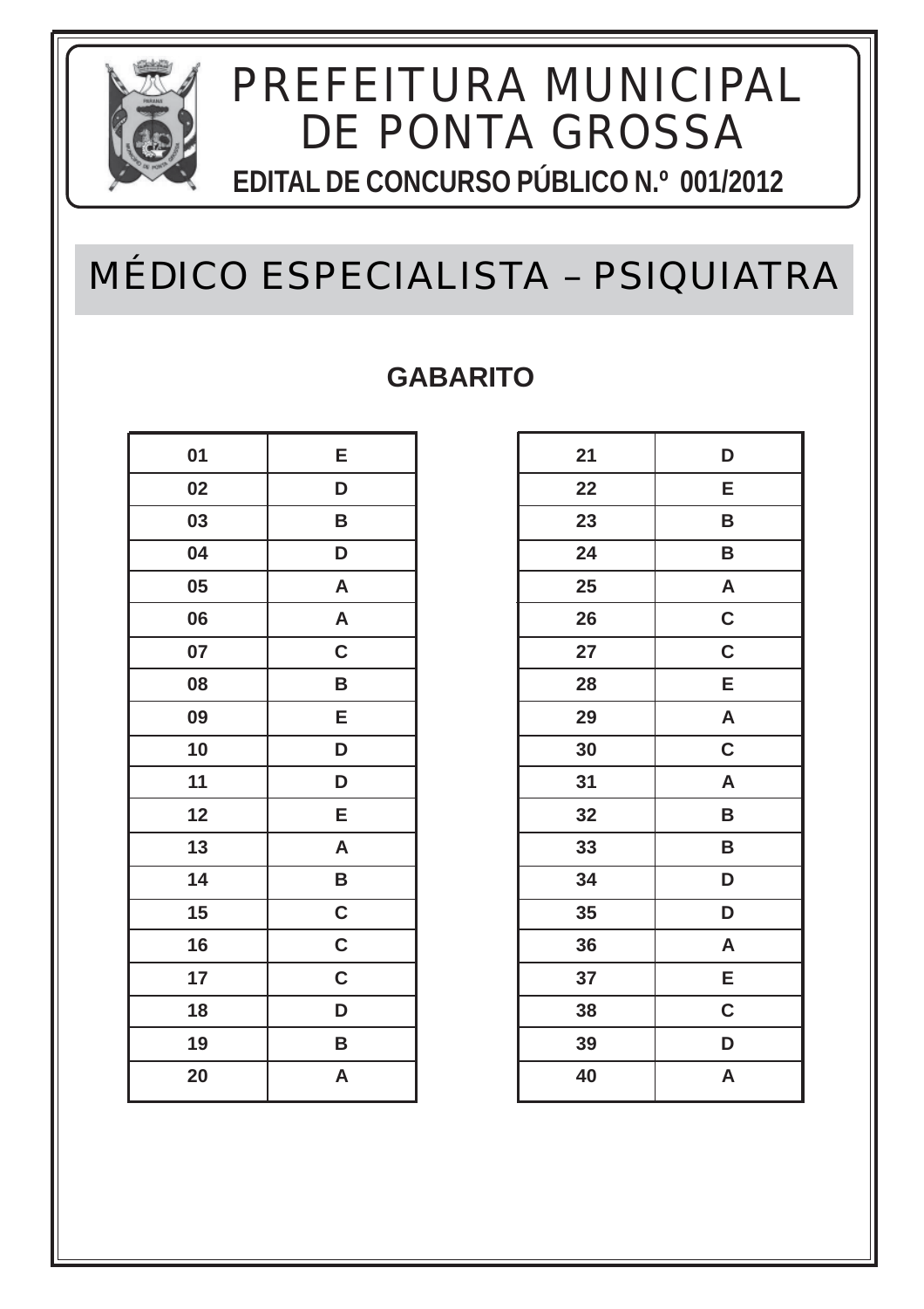# PREFEITURA MUNICIPAL DE PONTA GROSSA

**EDITAL DE CONCURSO PÚBLICO N.º 001/2012**

## MÉDICO ESPECIALISTA – PSIQUIATRA

### GABARITO

| | |
|---|---|
| 01 | E |
| 02 | D |
| 03 | B |
| 04 | D |
| 05 | A |
| 06 | A |
| 07 | C |
| 08 | B |
| 09 | E |
| 10 | D |
| 11 | D |
| 12 | E |
| 13 | A |
| 14 | B |
| 15 | C |
| 16 | C |
| 17 | C |
| 18 | D |
| 19 | B |
| 20 | A |

| | |
|---|---|
| 21 | D |
| 22 | E |
| 23 | B |
| 24 | B |
| 25 | A |
| 26 | C |
| 27 | C |
| 28 | E |
| 29 | A |
| 30 | C |
| 31 | A |
| 32 | B |
| 33 | B |
| 34 | D |
| 35 | D |
| 36 | A |
| 37 | E |
| 38 | C |
| 39 | D |
| 40 | A |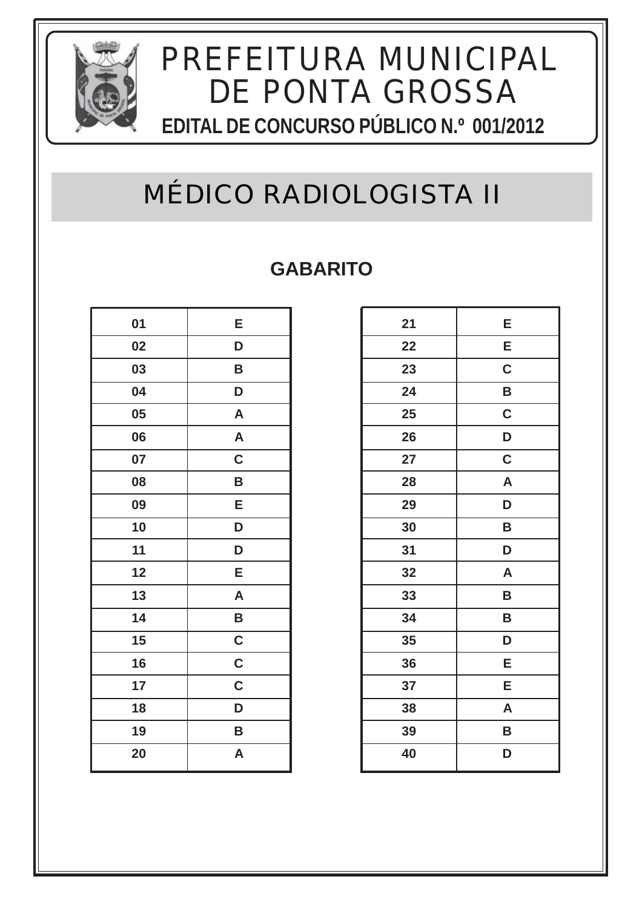# PREFEITURA MUNICIPAL DE PONTA GROSSA

**EDITAL DE CONCURSO PÚBLICO N.º 001/2012**

## MÉDICO RADIOLOGISTA II

### GABARITO

| | |
|---|---|
| 01 | E |
| 02 | D |
| 03 | B |
| 04 | D |
| 05 | A |
| 06 | A |
| 07 | C |
| 08 | B |
| 09 | E |
| 10 | D |
| 11 | D |
| 12 | E |
| 13 | A |
| 14 | B |
| 15 | C |
| 16 | C |
| 17 | C |
| 18 | D |
| 19 | B |
| 20 | A |

| | |
|---|---|
| 21 | E |
| 22 | E |
| 23 | C |
| 24 | B |
| 25 | C |
| 26 | D |
| 27 | C |
| 28 | A |
| 29 | D |
| 30 | B |
| 31 | D |
| 32 | A |
| 33 | B |
| 34 | B |
| 35 | D |
| 36 | E |
| 37 | E |
| 38 | A |
| 39 | B |
| 40 | D |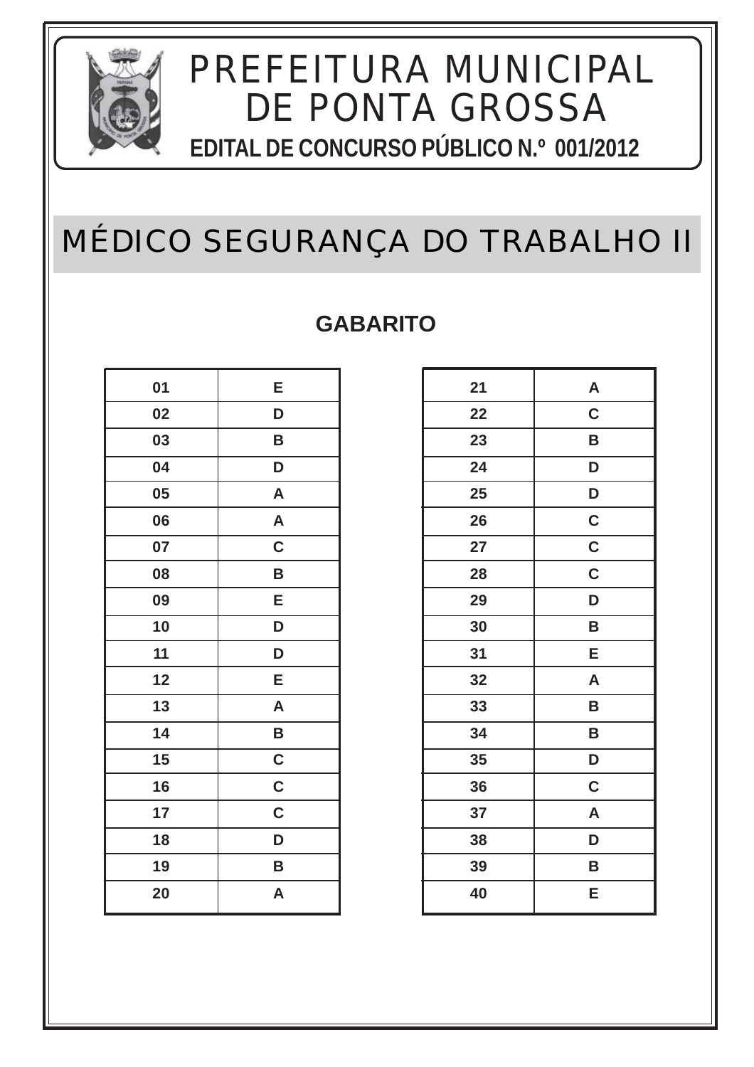# PREFEITURA MUNICIPAL DE PONTA GROSSA

**EDITAL DE CONCURSO PÚBLICO N.º 001/2012**

## MÉDICO SEGURANÇA DO TRABALHO II

**GABARITO**

| | |
|---|---|
| 01 | E |
| 02 | D |
| 03 | B |
| 04 | D |
| 05 | A |
| 06 | A |
| 07 | C |
| 08 | B |
| 09 | E |
| 10 | D |
| 11 | D |
| 12 | E |
| 13 | A |
| 14 | B |
| 15 | C |
| 16 | C |
| 17 | C |
| 18 | D |
| 19 | B |
| 20 | A |

| | |
|---|---|
| 21 | A |
| 22 | C |
| 23 | B |
| 24 | D |
| 25 | D |
| 26 | C |
| 27 | C |
| 28 | C |
| 29 | D |
| 30 | B |
| 31 | E |
| 32 | A |
| 33 | B |
| 34 | B |
| 35 | D |
| 36 | C |
| 37 | A |
| 38 | D |
| 39 | B |
| 40 | E |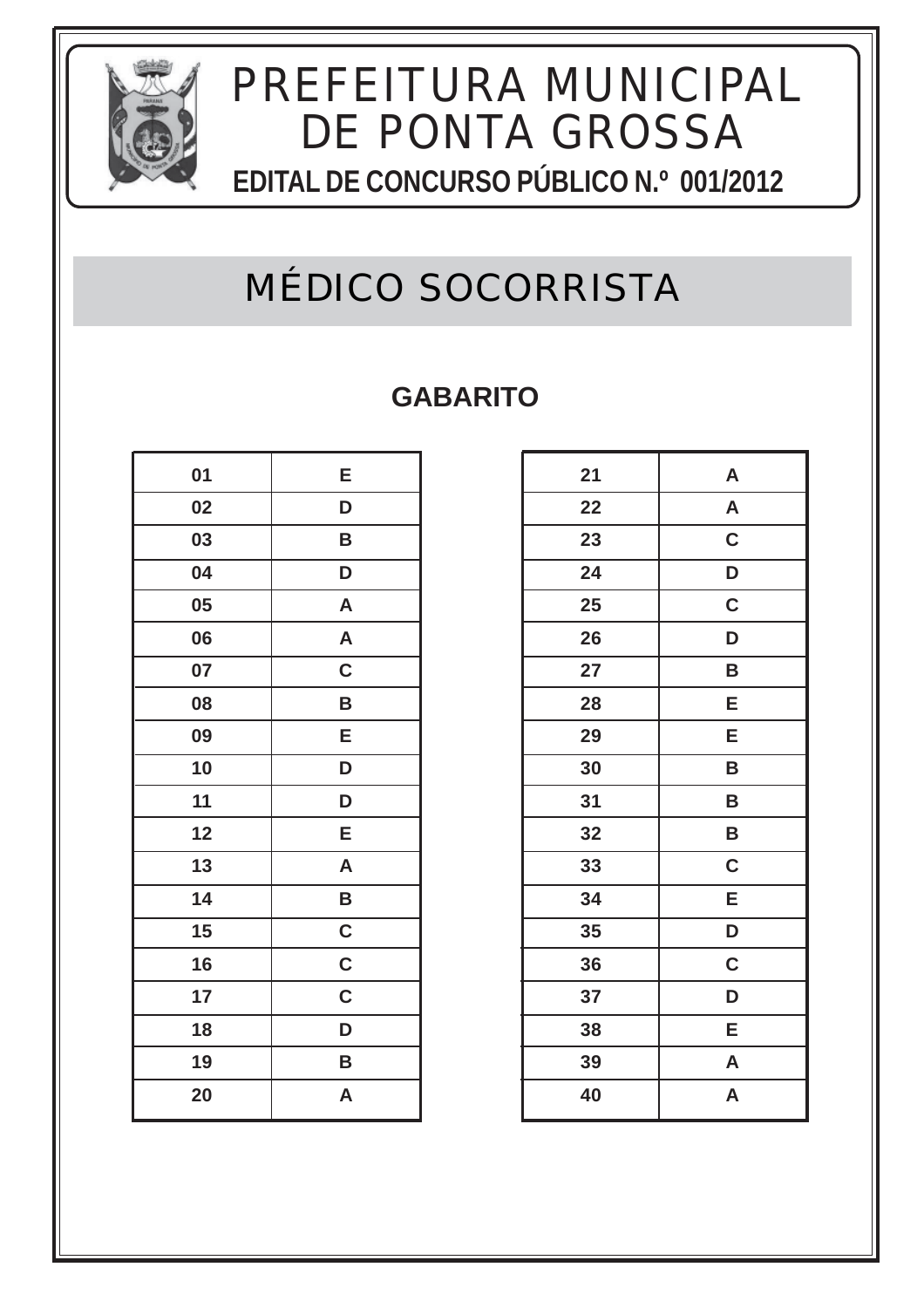# PREFEITURA MUNICIPAL DE PONTA GROSSA

**EDITAL DE CONCURSO PÚBLICO N.º 001/2012**

## MÉDICO SOCORRISTA

### GABARITO

| | |
|---|---|
| 01 | E |
| 02 | D |
| 03 | B |
| 04 | D |
| 05 | A |
| 06 | A |
| 07 | C |
| 08 | B |
| 09 | E |
| 10 | D |
| 11 | D |
| 12 | E |
| 13 | A |
| 14 | B |
| 15 | C |
| 16 | C |
| 17 | C |
| 18 | D |
| 19 | B |
| 20 | A |

| | |
|---|---|
| 21 | A |
| 22 | A |
| 23 | C |
| 24 | D |
| 25 | C |
| 26 | D |
| 27 | B |
| 28 | E |
| 29 | E |
| 30 | B |
| 31 | B |
| 32 | B |
| 33 | C |
| 34 | E |
| 35 | D |
| 36 | C |
| 37 | D |
| 38 | E |
| 39 | A |
| 40 | A |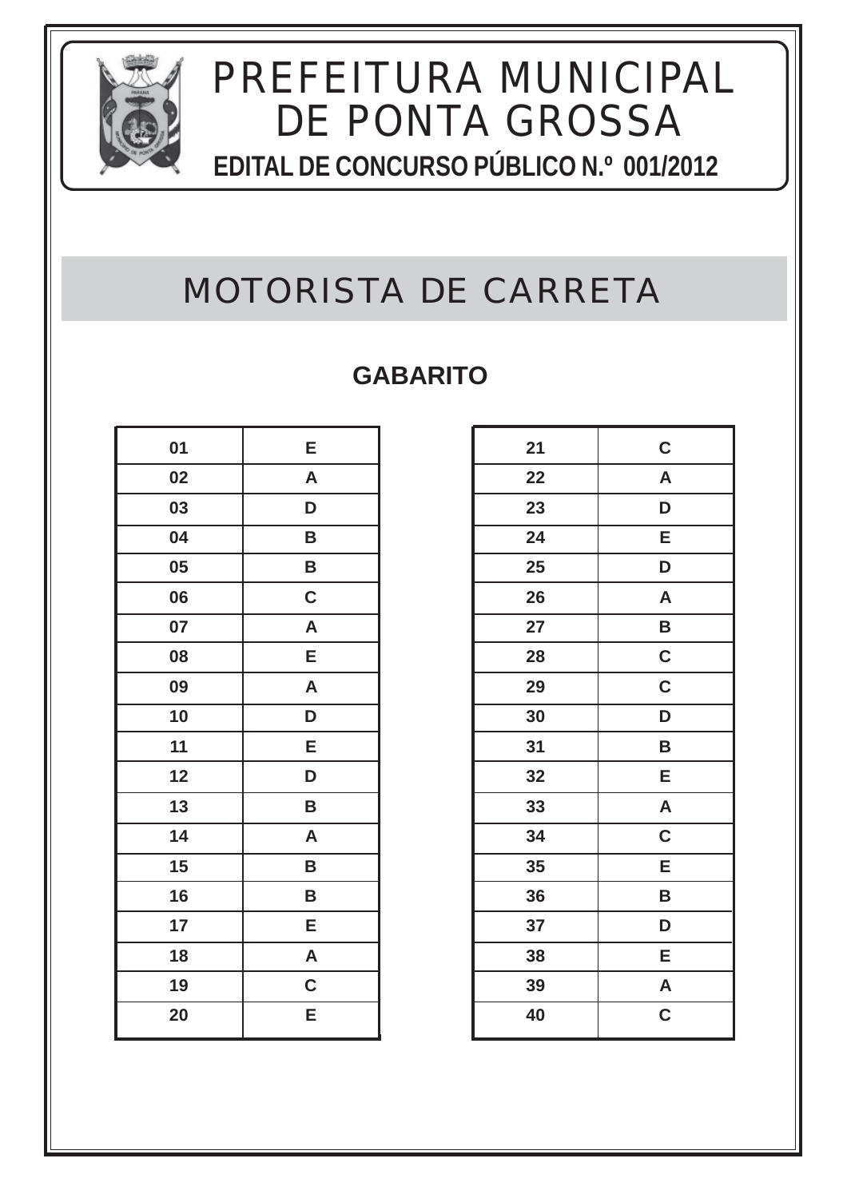# PREFEITURA MUNICIPAL DE PONTA GROSSA

**EDITAL DE CONCURSO PÚBLICO N.º 001/2012**

## MOTORISTA DE CARRETA

### GABARITO

| | |
|---|---|
| 01 | E |
| 02 | A |
| 03 | D |
| 04 | B |
| 05 | B |
| 06 | C |
| 07 | A |
| 08 | E |
| 09 | A |
| 10 | D |
| 11 | E |
| 12 | D |
| 13 | B |
| 14 | A |
| 15 | B |
| 16 | B |
| 17 | E |
| 18 | A |
| 19 | C |
| 20 | E |

| | |
|---|---|
| 21 | C |
| 22 | A |
| 23 | D |
| 24 | E |
| 25 | D |
| 26 | A |
| 27 | B |
| 28 | C |
| 29 | C |
| 30 | D |
| 31 | B |
| 32 | E |
| 33 | A |
| 34 | C |
| 35 | E |
| 36 | B |
| 37 | D |
| 38 | E |
| 39 | A |
| 40 | C |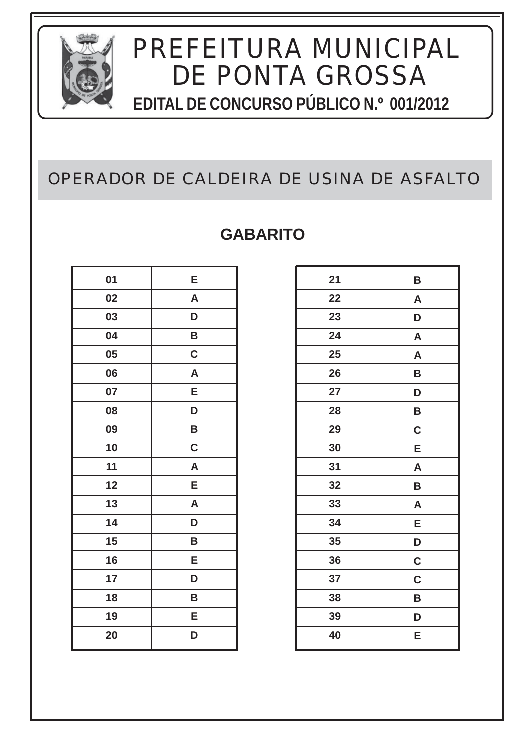# PREFEITURA MUNICIPAL DE PONTA GROSSA

**EDITAL DE CONCURSO PÚBLICO N.º 001/2012**

## OPERADOR DE CALDEIRA DE USINA DE ASFALTO

### GABARITO

| | |
|---|---|
| 01 | E |
| 02 | A |
| 03 | D |
| 04 | B |
| 05 | C |
| 06 | A |
| 07 | E |
| 08 | D |
| 09 | B |
| 10 | C |
| 11 | A |
| 12 | E |
| 13 | A |
| 14 | D |
| 15 | B |
| 16 | E |
| 17 | D |
| 18 | B |
| 19 | E |
| 20 | D |

| | |
|---|---|
| 21 | B |
| 22 | A |
| 23 | D |
| 24 | A |
| 25 | A |
| 26 | B |
| 27 | D |
| 28 | B |
| 29 | C |
| 30 | E |
| 31 | A |
| 32 | B |
| 33 | A |
| 34 | E |
| 35 | D |
| 36 | C |
| 37 | C |
| 38 | B |
| 39 | D |
| 40 | E |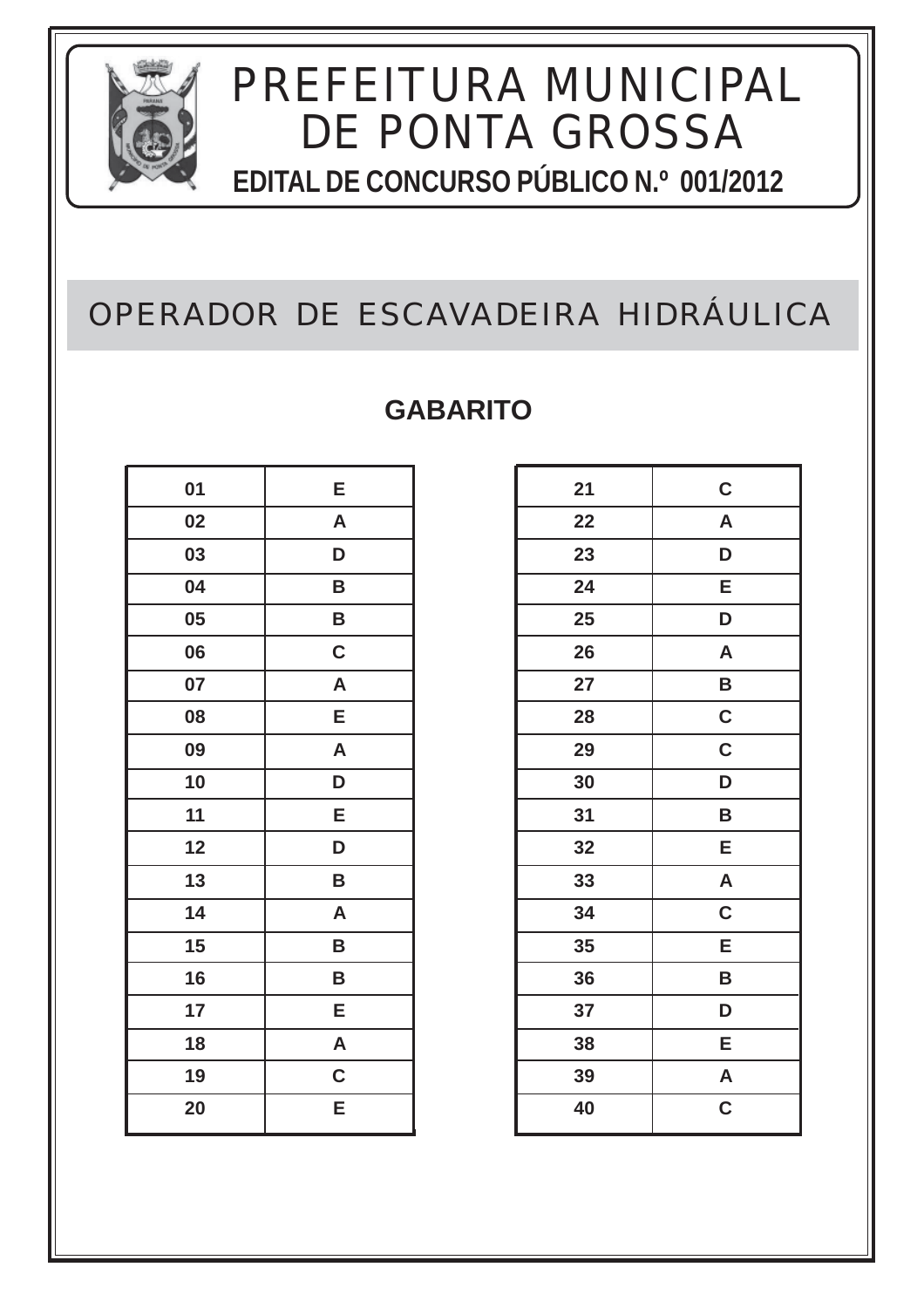# PREFEITURA MUNICIPAL DE PONTA GROSSA

**EDITAL DE CONCURSO PÚBLICO N.º 001/2012**

## OPERADOR DE ESCAVADEIRA HIDRÁULICA

### GABARITO

| Questão | Resposta |
|---|---|
| 01 | E |
| 02 | A |
| 03 | D |
| 04 | B |
| 05 | B |
| 06 | C |
| 07 | A |
| 08 | E |
| 09 | A |
| 10 | D |
| 11 | E |
| 12 | D |
| 13 | B |
| 14 | A |
| 15 | B |
| 16 | B |
| 17 | E |
| 18 | A |
| 19 | C |
| 20 | E |

| Questão | Resposta |
|---|---|
| 21 | C |
| 22 | A |
| 23 | D |
| 24 | E |
| 25 | D |
| 26 | A |
| 27 | B |
| 28 | C |
| 29 | C |
| 30 | D |
| 31 | B |
| 32 | E |
| 33 | A |
| 34 | C |
| 35 | E |
| 36 | B |
| 37 | D |
| 38 | E |
| 39 | A |
| 40 | C |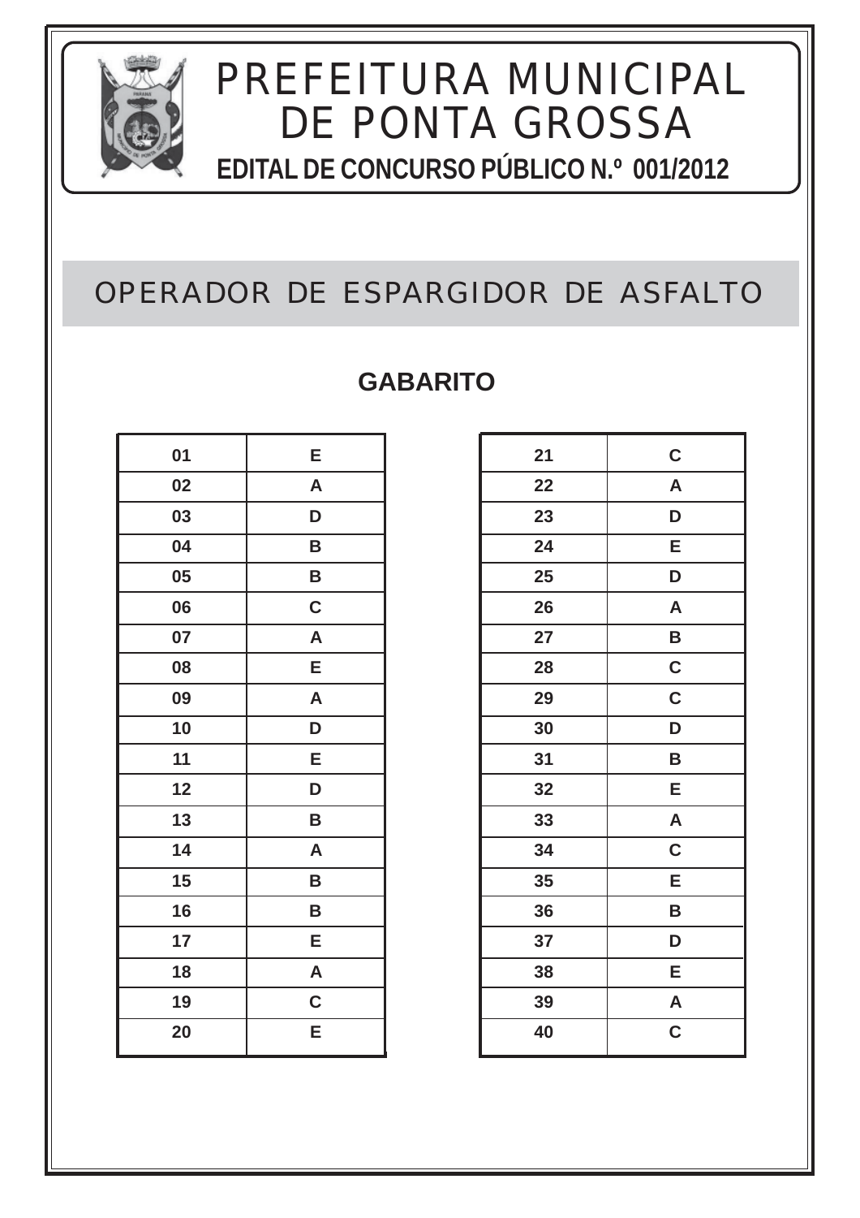# PREFEITURA MUNICIPAL DE PONTA GROSSA

**EDITAL DE CONCURSO PÚBLICO N.º 001/2012**

## OPERADOR DE ESPARGIDOR DE ASFALTO

### GABARITO

| | |
|---|---|
| 01 | E |
| 02 | A |
| 03 | D |
| 04 | B |
| 05 | B |
| 06 | C |
| 07 | A |
| 08 | E |
| 09 | A |
| 10 | D |
| 11 | E |
| 12 | D |
| 13 | B |
| 14 | A |
| 15 | B |
| 16 | B |
| 17 | E |
| 18 | A |
| 19 | C |
| 20 | E |

| | |
|---|---|
| 21 | C |
| 22 | A |
| 23 | D |
| 24 | E |
| 25 | D |
| 26 | A |
| 27 | B |
| 28 | C |
| 29 | C |
| 30 | D |
| 31 | B |
| 32 | E |
| 33 | A |
| 34 | C |
| 35 | E |
| 36 | B |
| 37 | D |
| 38 | E |
| 39 | A |
| 40 | C |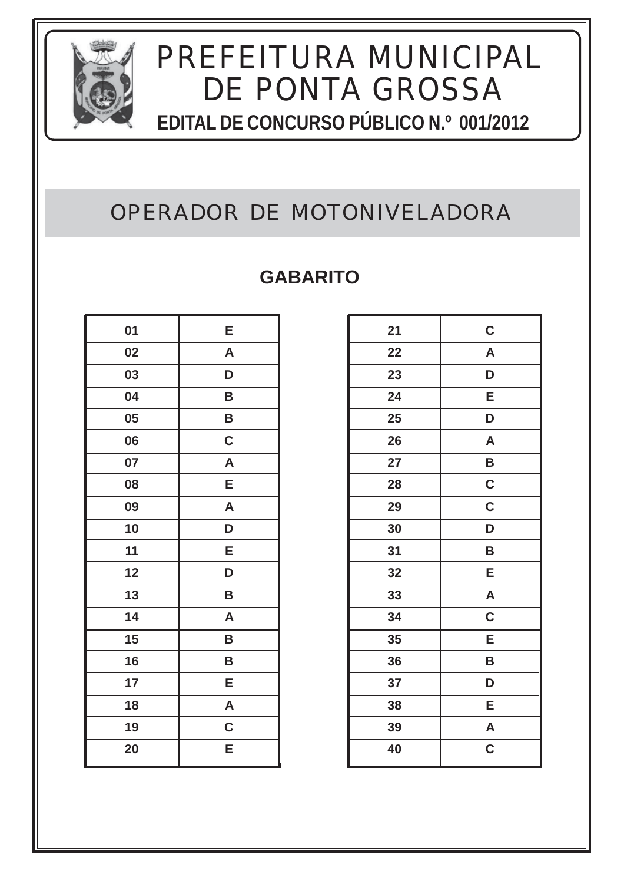# PREFEITURA MUNICIPAL DE PONTA GROSSA

**EDITAL DE CONCURSO PÚBLICO N.º 001/2012**

## OPERADOR DE MOTONIVELADORA

### GABARITO

| 01 | E |
|---|---|
| 02 | A |
| 03 | D |
| 04 | B |
| 05 | B |
| 06 | C |
| 07 | A |
| 08 | E |
| 09 | A |
| 10 | D |
| 11 | E |
| 12 | D |
| 13 | B |
| 14 | A |
| 15 | B |
| 16 | B |
| 17 | E |
| 18 | A |
| 19 | C |
| 20 | E |

| 21 | C |
|---|---|
| 22 | A |
| 23 | D |
| 24 | E |
| 25 | D |
| 26 | A |
| 27 | B |
| 28 | C |
| 29 | C |
| 30 | D |
| 31 | B |
| 32 | E |
| 33 | A |
| 34 | C |
| 35 | E |
| 36 | B |
| 37 | D |
| 38 | E |
| 39 | A |
| 40 | C |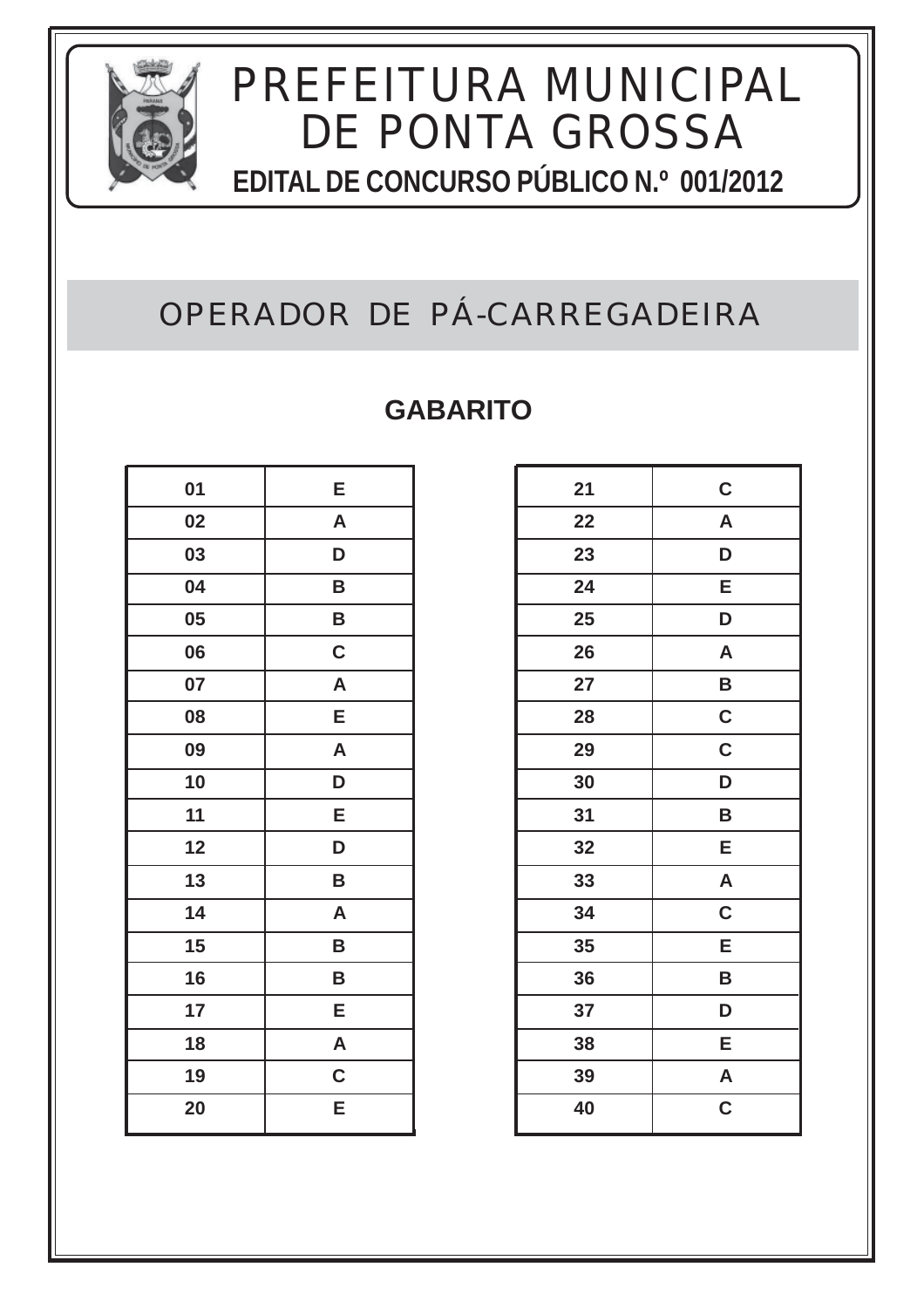# PREFEITURA MUNICIPAL DE PONTA GROSSA

**EDITAL DE CONCURSO PÚBLICO N.º 001/2012**

## OPERADOR DE PÁ-CARREGADEIRA

### GABARITO

| | |
|---|---|
| 01 | E |
| 02 | A |
| 03 | D |
| 04 | B |
| 05 | B |
| 06 | C |
| 07 | A |
| 08 | E |
| 09 | A |
| 10 | D |
| 11 | E |
| 12 | D |
| 13 | B |
| 14 | A |
| 15 | B |
| 16 | B |
| 17 | E |
| 18 | A |
| 19 | C |
| 20 | E |

| | |
|---|---|
| 21 | C |
| 22 | A |
| 23 | D |
| 24 | E |
| 25 | D |
| 26 | A |
| 27 | B |
| 28 | C |
| 29 | C |
| 30 | D |
| 31 | B |
| 32 | E |
| 33 | A |
| 34 | C |
| 35 | E |
| 36 | B |
| 37 | D |
| 38 | E |
| 39 | A |
| 40 | C |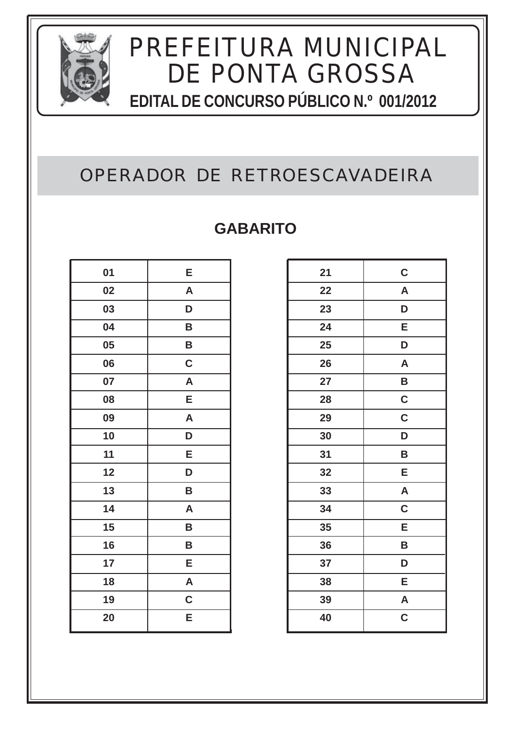# PREFEITURA MUNICIPAL DE PONTA GROSSA

**EDITAL DE CONCURSO PÚBLICO N.º 001/2012**

## OPERADOR DE RETROESCAVADEIRA

### GABARITO

| Questão | Resposta |
|---|---|
| 01 | E |
| 02 | A |
| 03 | D |
| 04 | B |
| 05 | B |
| 06 | C |
| 07 | A |
| 08 | E |
| 09 | A |
| 10 | D |
| 11 | E |
| 12 | D |
| 13 | B |
| 14 | A |
| 15 | B |
| 16 | B |
| 17 | E |
| 18 | A |
| 19 | C |
| 20 | E |

| Questão | Resposta |
|---|---|
| 21 | C |
| 22 | A |
| 23 | D |
| 24 | E |
| 25 | D |
| 26 | A |
| 27 | B |
| 28 | C |
| 29 | C |
| 30 | D |
| 31 | B |
| 32 | E |
| 33 | A |
| 34 | C |
| 35 | E |
| 36 | B |
| 37 | D |
| 38 | E |
| 39 | A |
| 40 | C |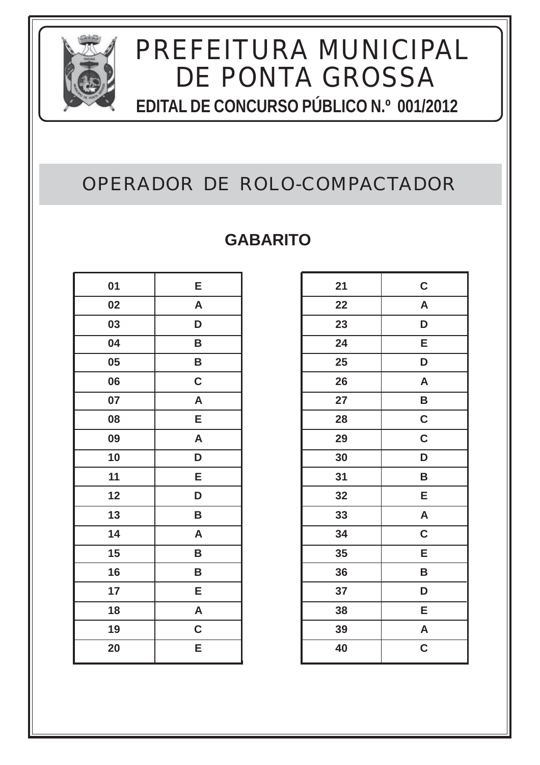# PREFEITURA MUNICIPAL DE PONTA GROSSA

**EDITAL DE CONCURSO PÚBLICO N.º 001/2012**

## OPERADOR DE ROLO-COMPACTADOR

### GABARITO

| | |
|---|---|
| 01 | E |
| 02 | A |
| 03 | D |
| 04 | B |
| 05 | B |
| 06 | C |
| 07 | A |
| 08 | E |
| 09 | A |
| 10 | D |
| 11 | E |
| 12 | D |
| 13 | B |
| 14 | A |
| 15 | B |
| 16 | B |
| 17 | E |
| 18 | A |
| 19 | C |
| 20 | E |

| | |
|---|---|
| 21 | C |
| 22 | A |
| 23 | D |
| 24 | E |
| 25 | D |
| 26 | A |
| 27 | B |
| 28 | C |
| 29 | C |
| 30 | D |
| 31 | B |
| 32 | E |
| 33 | A |
| 34 | C |
| 35 | E |
| 36 | B |
| 37 | D |
| 38 | E |
| 39 | A |
| 40 | C |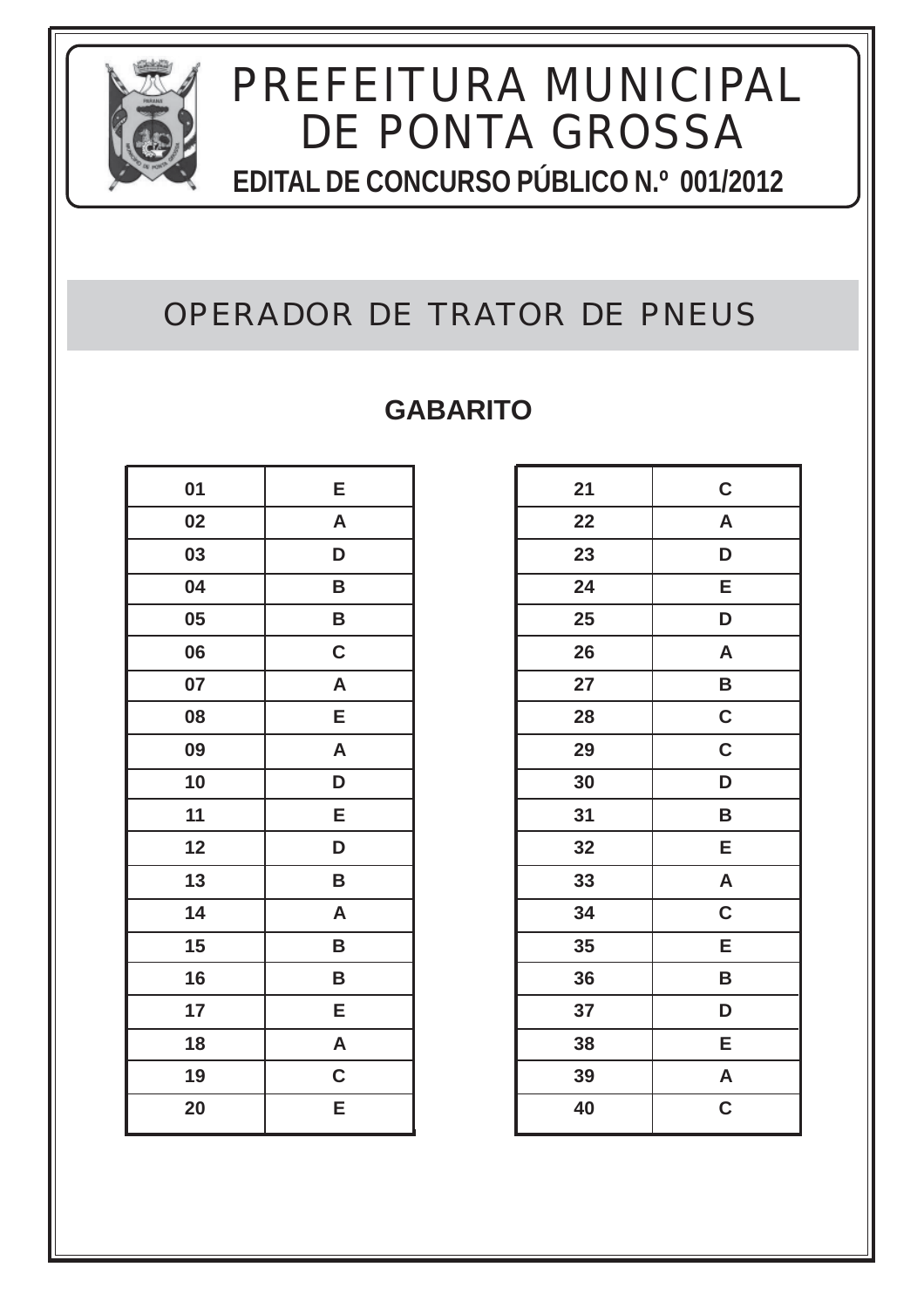# PREFEITURA MUNICIPAL DE PONTA GROSSA

**EDITAL DE CONCURSO PÚBLICO N.º 001/2012**

## OPERADOR DE TRATOR DE PNEUS

### GABARITO

| | |
|---|---|
| 01 | E |
| 02 | A |
| 03 | D |
| 04 | B |
| 05 | B |
| 06 | C |
| 07 | A |
| 08 | E |
| 09 | A |
| 10 | D |
| 11 | E |
| 12 | D |
| 13 | B |
| 14 | A |
| 15 | B |
| 16 | B |
| 17 | E |
| 18 | A |
| 19 | C |
| 20 | E |

| | |
|---|---|
| 21 | C |
| 22 | A |
| 23 | D |
| 24 | E |
| 25 | D |
| 26 | A |
| 27 | B |
| 28 | C |
| 29 | C |
| 30 | D |
| 31 | B |
| 32 | E |
| 33 | A |
| 34 | C |
| 35 | E |
| 36 | B |
| 37 | D |
| 38 | E |
| 39 | A |
| 40 | C |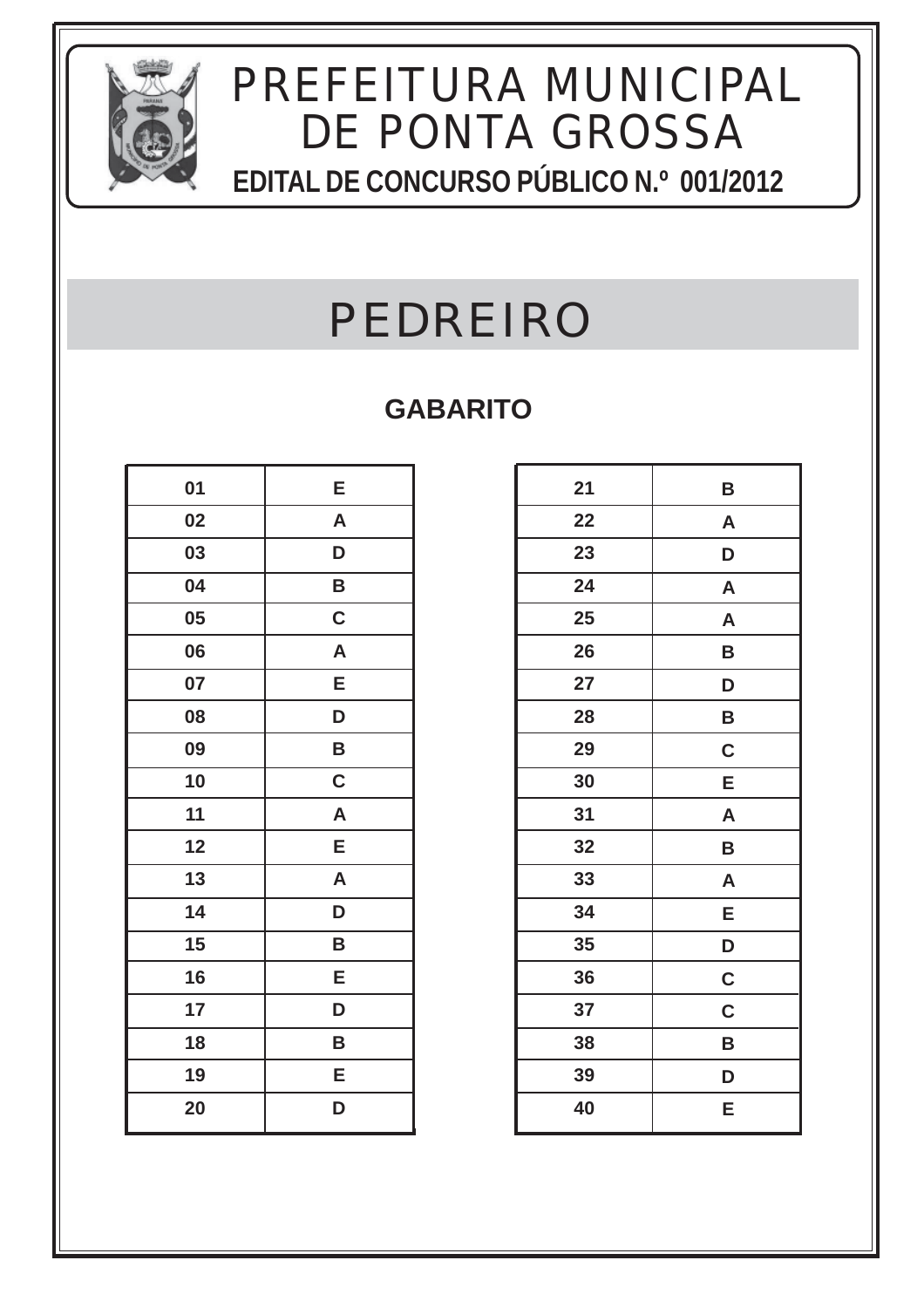# PREFEITURA MUNICIPAL DE PONTA GROSSA

**EDITAL DE CONCURSO PÚBLICO N.º 001/2012**

# PEDREIRO

## GABARITO

| | |
|---|---|
| 01 | E |
| 02 | A |
| 03 | D |
| 04 | B |
| 05 | C |
| 06 | A |
| 07 | E |
| 08 | D |
| 09 | B |
| 10 | C |
| 11 | A |
| 12 | E |
| 13 | A |
| 14 | D |
| 15 | B |
| 16 | E |
| 17 | D |
| 18 | B |
| 19 | E |
| 20 | D |

| | |
|---|---|
| 21 | B |
| 22 | A |
| 23 | D |
| 24 | A |
| 25 | A |
| 26 | B |
| 27 | D |
| 28 | B |
| 29 | C |
| 30 | E |
| 31 | A |
| 32 | B |
| 33 | A |
| 34 | E |
| 35 | D |
| 36 | C |
| 37 | C |
| 38 | B |
| 39 | D |
| 40 | E |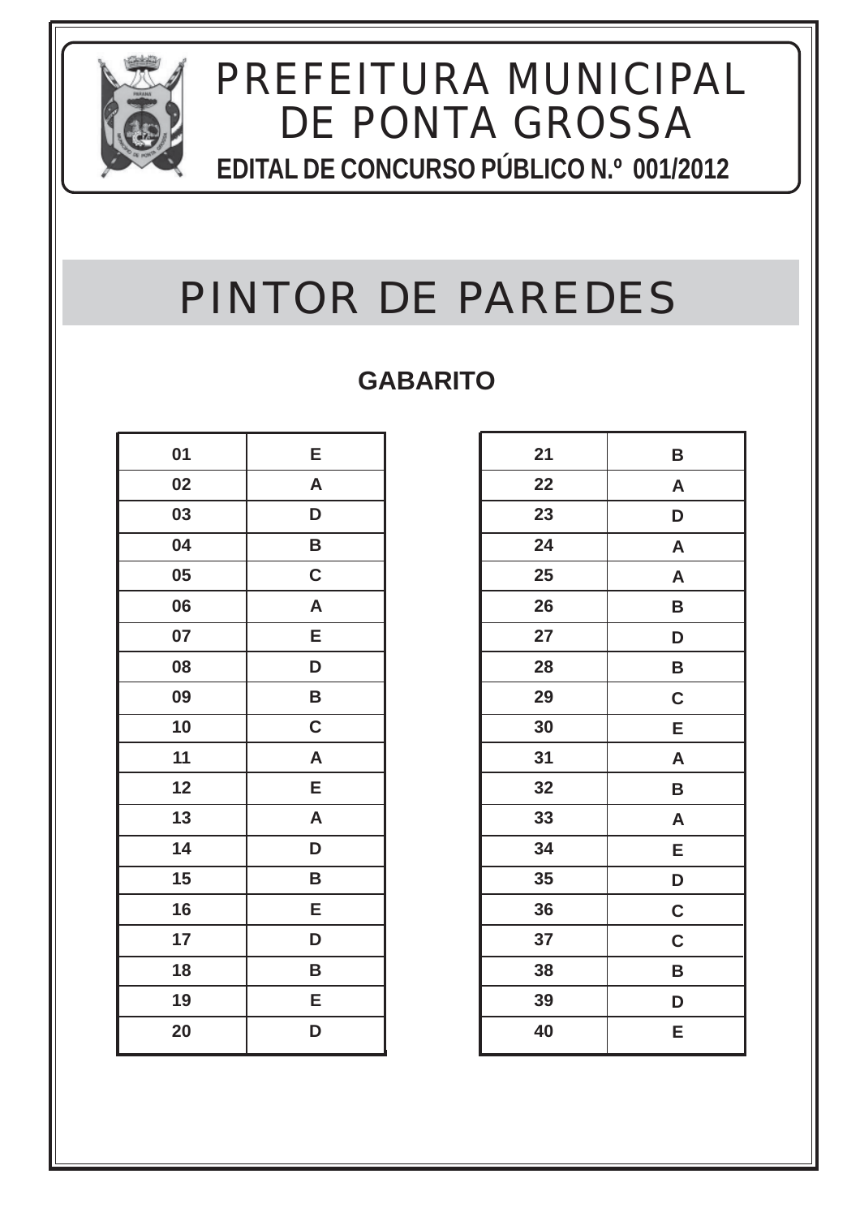# PREFEITURA MUNICIPAL DE PONTA GROSSA

**EDITAL DE CONCURSO PÚBLICO N.º 001/2012**

## PINTOR DE PAREDES

### GABARITO

| | |
|---|---|
| 01 | E |
| 02 | A |
| 03 | D |
| 04 | B |
| 05 | C |
| 06 | A |
| 07 | E |
| 08 | D |
| 09 | B |
| 10 | C |
| 11 | A |
| 12 | E |
| 13 | A |
| 14 | D |
| 15 | B |
| 16 | E |
| 17 | D |
| 18 | B |
| 19 | E |
| 20 | D |

| | |
|---|---|
| 21 | B |
| 22 | A |
| 23 | D |
| 24 | A |
| 25 | A |
| 26 | B |
| 27 | D |
| 28 | B |
| 29 | C |
| 30 | E |
| 31 | A |
| 32 | B |
| 33 | A |
| 34 | E |
| 35 | D |
| 36 | C |
| 37 | C |
| 38 | B |
| 39 | D |
| 40 | E |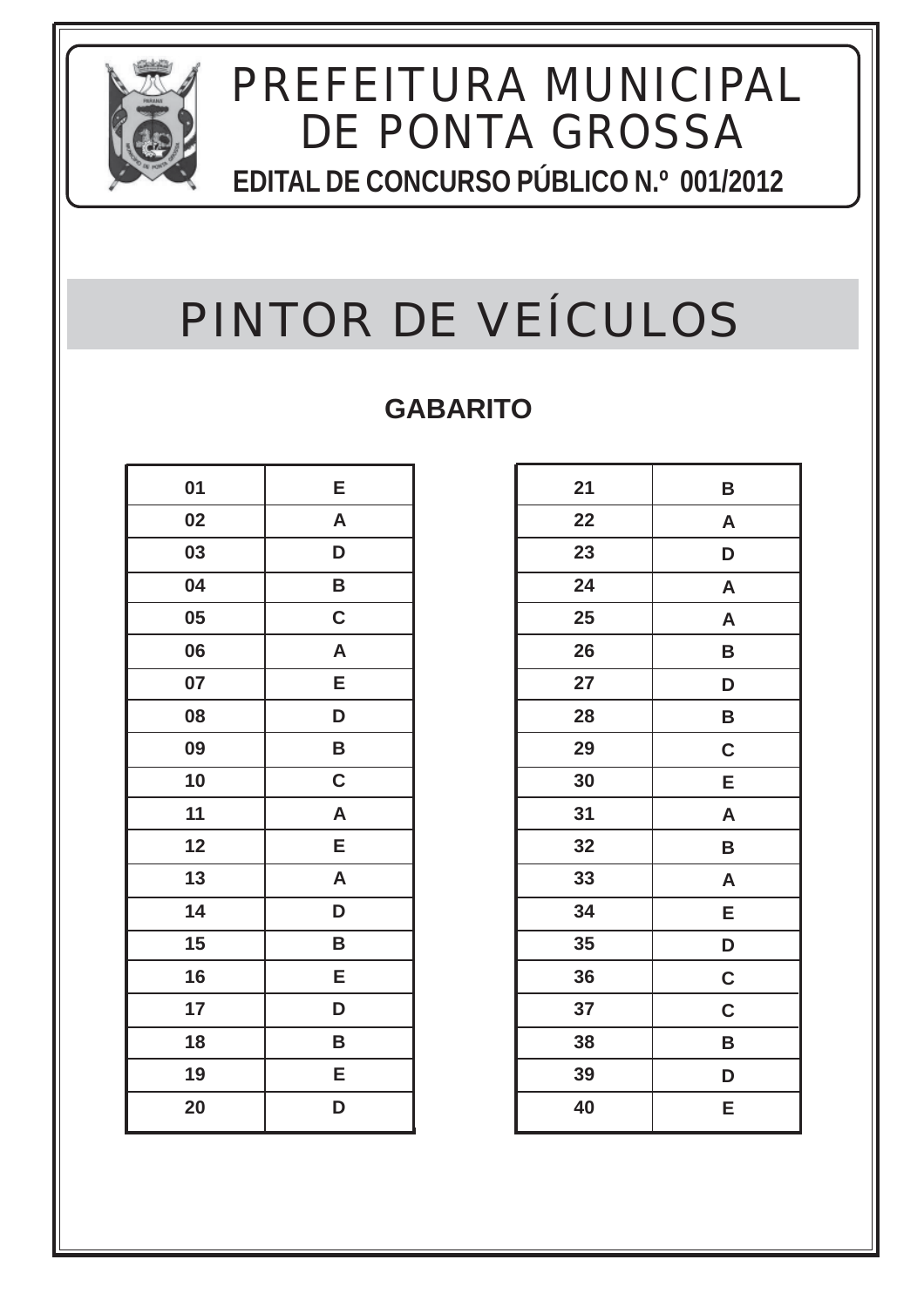# PREFEITURA MUNICIPAL DE PONTA GROSSA

**EDITAL DE CONCURSO PÚBLICO N.º 001/2012**

# PINTOR DE VEÍCULOS

## GABARITO

| | |
|---|---|
| 01 | E |
| 02 | A |
| 03 | D |
| 04 | B |
| 05 | C |
| 06 | A |
| 07 | E |
| 08 | D |
| 09 | B |
| 10 | C |
| 11 | A |
| 12 | E |
| 13 | A |
| 14 | D |
| 15 | B |
| 16 | E |
| 17 | D |
| 18 | B |
| 19 | E |
| 20 | D |

| | |
|---|---|
| 21 | B |
| 22 | A |
| 23 | D |
| 24 | A |
| 25 | A |
| 26 | B |
| 27 | D |
| 28 | B |
| 29 | C |
| 30 | E |
| 31 | A |
| 32 | B |
| 33 | A |
| 34 | E |
| 35 | D |
| 36 | C |
| 37 | C |
| 38 | B |
| 39 | D |
| 40 | E |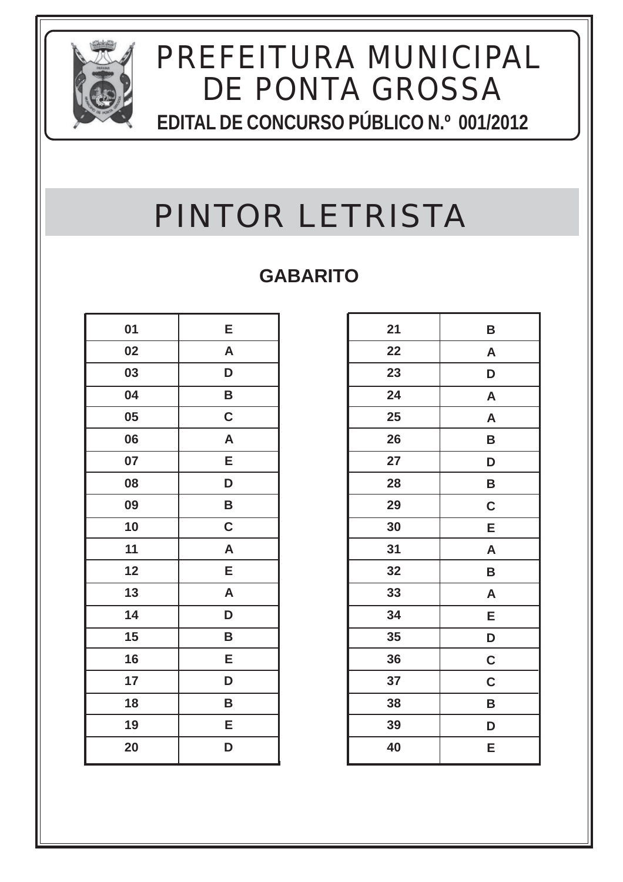# PREFEITURA MUNICIPAL DE PONTA GROSSA

**EDITAL DE CONCURSO PÚBLICO N.º 001/2012**

# PINTOR LETRISTA

## GABARITO

| Questão | Resposta |
|---|---|
| 01 | E |
| 02 | A |
| 03 | D |
| 04 | B |
| 05 | C |
| 06 | A |
| 07 | E |
| 08 | D |
| 09 | B |
| 10 | C |
| 11 | A |
| 12 | E |
| 13 | A |
| 14 | D |
| 15 | B |
| 16 | E |
| 17 | D |
| 18 | B |
| 19 | E |
| 20 | D |

| Questão | Resposta |
|---|---|
| 21 | B |
| 22 | A |
| 23 | D |
| 24 | A |
| 25 | A |
| 26 | B |
| 27 | D |
| 28 | B |
| 29 | C |
| 30 | E |
| 31 | A |
| 32 | B |
| 33 | A |
| 34 | E |
| 35 | D |
| 36 | C |
| 37 | C |
| 38 | B |
| 39 | D |
| 40 | E |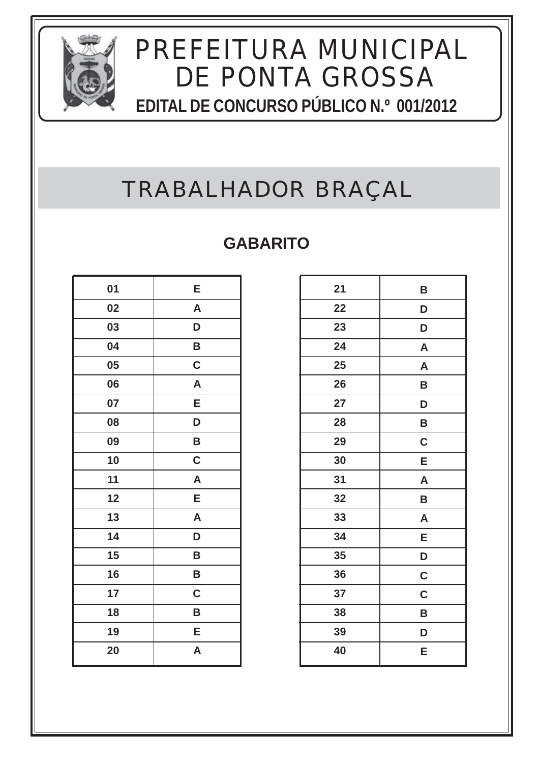# PREFEITURA MUNICIPAL DE PONTA GROSSA

**EDITAL DE CONCURSO PÚBLICO N.º 001/2012**

## TRABALHADOR BRAÇAL

### GABARITO

| | |
|---|---|
| 01 | E |
| 02 | A |
| 03 | D |
| 04 | B |
| 05 | C |
| 06 | A |
| 07 | E |
| 08 | D |
| 09 | B |
| 10 | C |
| 11 | A |
| 12 | E |
| 13 | A |
| 14 | D |
| 15 | B |
| 16 | B |
| 17 | C |
| 18 | B |
| 19 | E |
| 20 | A |

| | |
|---|---|
| 21 | B |
| 22 | D |
| 23 | D |
| 24 | A |
| 25 | A |
| 26 | B |
| 27 | D |
| 28 | B |
| 29 | C |
| 30 | E |
| 31 | A |
| 32 | B |
| 33 | A |
| 34 | E |
| 35 | D |
| 36 | C |
| 37 | C |
| 38 | B |
| 39 | D |
| 40 | E |